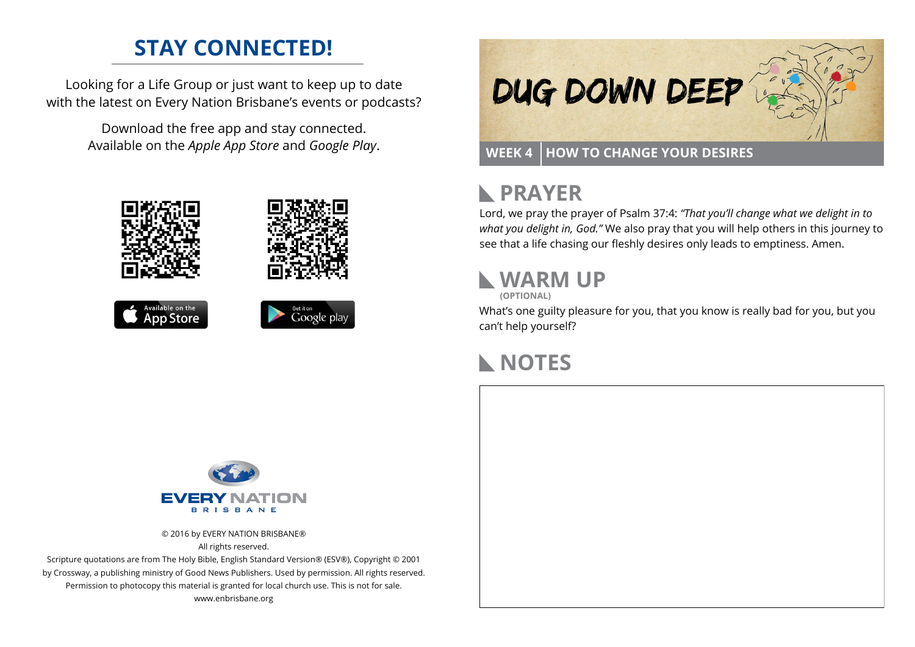## STAY CONNECTED!

Looking for a Life Group or just want to keep up to date with the latest on Every Nation Brisbane's events or podcasts?

Download the free app and stay connected. Available on the *Apple App Store* and *Google Play*.

Available on the App Store

Get it on Google play

EVERY NATION BRISBANE

© 2016 by EVERY NATION BRISBANE®
All rights reserved.
Scripture quotations are from The Holy Bible, English Standard Version® (ESV®), Copyright © 2001 by Crossway, a publishing ministry of Good News Publishers. Used by permission. All rights reserved. Permission to photocopy this material is granted for local church use. This is not for sale.
www.enbrisbane.org

# DUG DOWN DEEP

**WEEK 4 | HOW TO CHANGE YOUR DESIRES**

## PRAYER

Lord, we pray the prayer of Psalm 37:4: *"That you'll change what we delight in to what you delight in, God."* We also pray that you will help others in this journey to see that a life chasing our fleshly desires only leads to emptiness. Amen.

## WARM UP

**(OPTIONAL)**

What's one guilty pleasure for you, that you know is really bad for you, but you can't help yourself?

## NOTES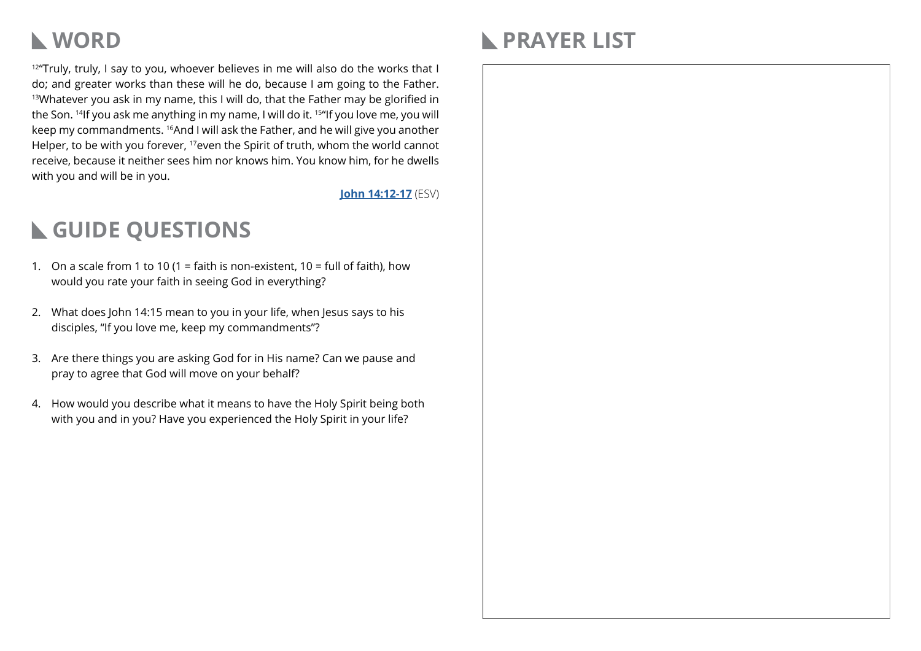## WORD

[12]"Truly, truly, I say to you, whoever believes in me will also do the works that I do; and greater works than these will he do, because I am going to the Father. [13]Whatever you ask in my name, this I will do, that the Father may be glorified in the Son. [14]If you ask me anything in my name, I will do it. [15]"If you love me, you will keep my commandments. [16]And I will ask the Father, and he will give you another Helper, to be with you forever, [17]even the Spirit of truth, whom the world cannot receive, because it neither sees him nor knows him. You know him, for he dwells with you and will be in you.

**John 14:12-17** (ESV)

## GUIDE QUESTIONS

1. On a scale from 1 to 10 (1 = faith is non-existent, 10 = full of faith), how would you rate your faith in seeing God in everything?

2. What does John 14:15 mean to you in your life, when Jesus says to his disciples, "If you love me, keep my commandments"?

3. Are there things you are asking God for in His name? Can we pause and pray to agree that God will move on your behalf?

4. How would you describe what it means to have the Holy Spirit being both with you and in you? Have you experienced the Holy Spirit in your life?

## PRAYER LIST